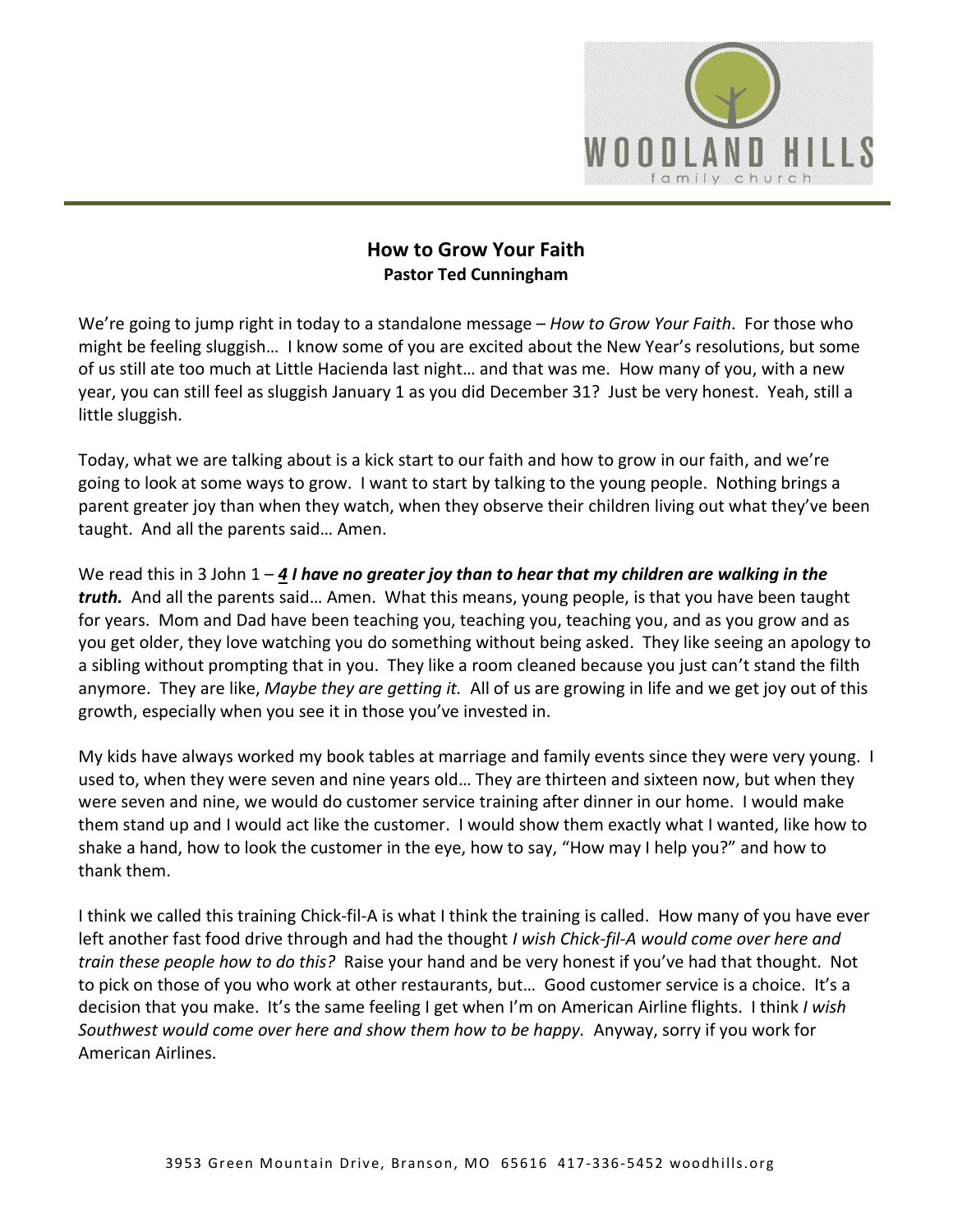# How to Grow Your Faith
**Pastor Ted Cunningham**

We're going to jump right in today to a standalone message – *How to Grow Your Faith*. For those who might be feeling sluggish… I know some of you are excited about the New Year's resolutions, but some of us still ate too much at Little Hacienda last night… and that was me. How many of you, with a new year, you can still feel as sluggish January 1 as you did December 31? Just be very honest. Yeah, still a little sluggish.

Today, what we are talking about is a kick start to our faith and how to grow in our faith, and we're going to look at some ways to grow. I want to start by talking to the young people. Nothing brings a parent greater joy than when they watch, when they observe their children living out what they've been taught. And all the parents said… Amen.

We read this in 3 John 1 – ***4 I have no greater joy than to hear that my children are walking in the truth.*** And all the parents said… Amen. What this means, young people, is that you have been taught for years. Mom and Dad have been teaching you, teaching you, teaching you, and as you grow and as you get older, they love watching you do something without being asked. They like seeing an apology to a sibling without prompting that in you. They like a room cleaned because you just can't stand the filth anymore. They are like, *Maybe they are getting it.* All of us are growing in life and we get joy out of this growth, especially when you see it in those you've invested in.

My kids have always worked my book tables at marriage and family events since they were very young. I used to, when they were seven and nine years old… They are thirteen and sixteen now, but when they were seven and nine, we would do customer service training after dinner in our home. I would make them stand up and I would act like the customer. I would show them exactly what I wanted, like how to shake a hand, how to look the customer in the eye, how to say, "How may I help you?" and how to thank them.

I think we called this training Chick-fil-A is what I think the training is called. How many of you have ever left another fast food drive through and had the thought *I wish Chick-fil-A would come over here and train these people how to do this?* Raise your hand and be very honest if you've had that thought. Not to pick on those of you who work at other restaurants, but… Good customer service is a choice. It's a decision that you make. It's the same feeling I get when I'm on American Airline flights. I think *I wish Southwest would come over here and show them how to be happy.* Anyway, sorry if you work for American Airlines.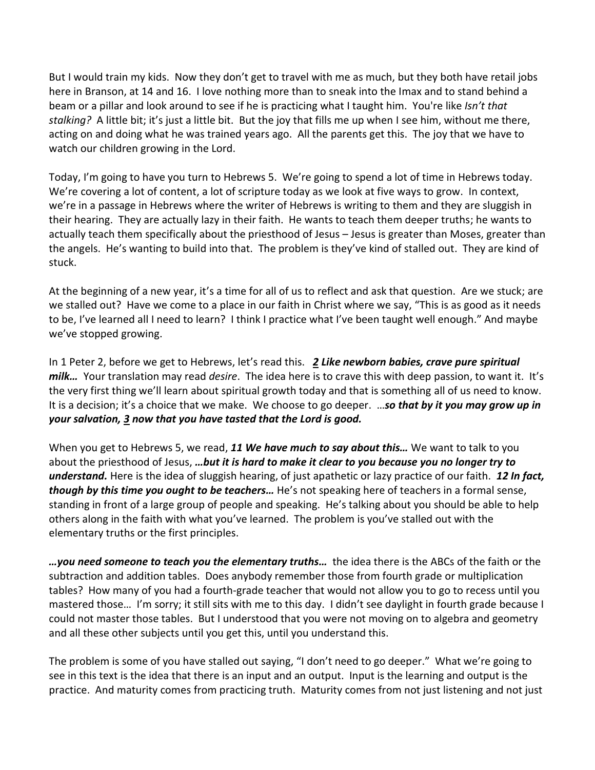But I would train my kids. Now they don't get to travel with me as much, but they both have retail jobs here in Branson, at 14 and 16. I love nothing more than to sneak into the Imax and to stand behind a beam or a pillar and look around to see if he is practicing what I taught him. You're like *Isn't that stalking?* A little bit; it's just a little bit. But the joy that fills me up when I see him, without me there, acting on and doing what he was trained years ago. All the parents get this. The joy that we have to watch our children growing in the Lord.

Today, I'm going to have you turn to Hebrews 5. We're going to spend a lot of time in Hebrews today. We're covering a lot of content, a lot of scripture today as we look at five ways to grow. In context, we're in a passage in Hebrews where the writer of Hebrews is writing to them and they are sluggish in their hearing. They are actually lazy in their faith. He wants to teach them deeper truths; he wants to actually teach them specifically about the priesthood of Jesus – Jesus is greater than Moses, greater than the angels. He's wanting to build into that. The problem is they've kind of stalled out. They are kind of stuck.

At the beginning of a new year, it's a time for all of us to reflect and ask that question. Are we stuck; are we stalled out? Have we come to a place in our faith in Christ where we say, "This is as good as it needs to be, I've learned all I need to learn? I think I practice what I've been taught well enough." And maybe we've stopped growing.

In 1 Peter 2, before we get to Hebrews, let's read this. ***2 Like newborn babies, crave pure spiritual milk…*** Your translation may read *desire*. The idea here is to crave this with deep passion, to want it. It's the very first thing we'll learn about spiritual growth today and that is something all of us need to know. It is a decision; it's a choice that we make. We choose to go deeper. …***so that by it you may grow up in your salvation, 3 now that you have tasted that the Lord is good.***

When you get to Hebrews 5, we read, ***11 We have much to say about this…*** We want to talk to you about the priesthood of Jesus, ***…but it is hard to make it clear to you because you no longer try to understand.*** Here is the idea of sluggish hearing, of just apathetic or lazy practice of our faith. ***12 In fact, though by this time you ought to be teachers…*** He's not speaking here of teachers in a formal sense, standing in front of a large group of people and speaking. He's talking about you should be able to help others along in the faith with what you've learned. The problem is you've stalled out with the elementary truths or the first principles.

***…you need someone to teach you the elementary truths…*** the idea there is the ABCs of the faith or the subtraction and addition tables. Does anybody remember those from fourth grade or multiplication tables? How many of you had a fourth-grade teacher that would not allow you to go to recess until you mastered those… I'm sorry; it still sits with me to this day. I didn't see daylight in fourth grade because I could not master those tables. But I understood that you were not moving on to algebra and geometry and all these other subjects until you get this, until you understand this.

The problem is some of you have stalled out saying, "I don't need to go deeper." What we're going to see in this text is the idea that there is an input and an output. Input is the learning and output is the practice. And maturity comes from practicing truth. Maturity comes from not just listening and not just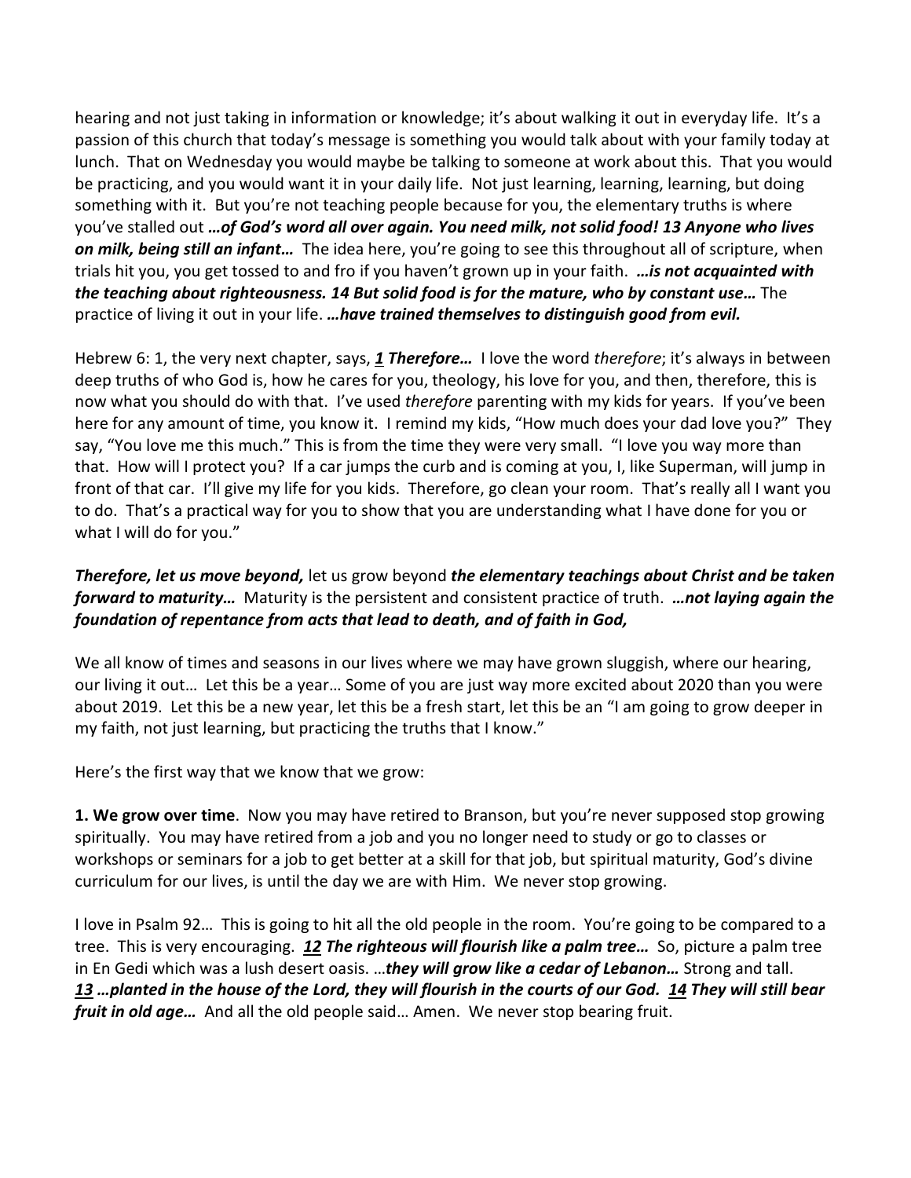hearing and not just taking in information or knowledge; it's about walking it out in everyday life. It's a passion of this church that today's message is something you would talk about with your family today at lunch. That on Wednesday you would maybe be talking to someone at work about this. That you would be practicing, and you would want it in your daily life. Not just learning, learning, learning, but doing something with it. But you're not teaching people because for you, the elementary truths is where you've stalled out ***…of God's word all over again. You need milk, not solid food! 13 Anyone who lives on milk, being still an infant…*** The idea here, you're going to see this throughout all of scripture, when trials hit you, you get tossed to and fro if you haven't grown up in your faith. ***…is not acquainted with the teaching about righteousness. 14 But solid food is for the mature, who by constant use…*** The practice of living it out in your life. ***…have trained themselves to distinguish good from evil.***

Hebrew 6: 1, the very next chapter, says, ***1 Therefore…*** I love the word *therefore*; it's always in between deep truths of who God is, how he cares for you, theology, his love for you, and then, therefore, this is now what you should do with that. I've used *therefore* parenting with my kids for years. If you've been here for any amount of time, you know it. I remind my kids, "How much does your dad love you?" They say, "You love me this much." This is from the time they were very small. "I love you way more than that. How will I protect you? If a car jumps the curb and is coming at you, I, like Superman, will jump in front of that car. I'll give my life for you kids. Therefore, go clean your room. That's really all I want you to do. That's a practical way for you to show that you are understanding what I have done for you or what I will do for you."

***Therefore, let us move beyond,*** let us grow beyond ***the elementary teachings about Christ and be taken forward to maturity…*** Maturity is the persistent and consistent practice of truth. ***…not laying again the foundation of repentance from acts that lead to death, and of faith in God,***

We all know of times and seasons in our lives where we may have grown sluggish, where our hearing, our living it out… Let this be a year… Some of you are just way more excited about 2020 than you were about 2019. Let this be a new year, let this be a fresh start, let this be an "I am going to grow deeper in my faith, not just learning, but practicing the truths that I know."

Here's the first way that we know that we grow:

**1. We grow over time**. Now you may have retired to Branson, but you're never supposed stop growing spiritually. You may have retired from a job and you no longer need to study or go to classes or workshops or seminars for a job to get better at a skill for that job, but spiritual maturity, God's divine curriculum for our lives, is until the day we are with Him. We never stop growing.

I love in Psalm 92… This is going to hit all the old people in the room. You're going to be compared to a tree. This is very encouraging. ***12 The righteous will flourish like a palm tree…*** So, picture a palm tree in En Gedi which was a lush desert oasis. …***they will grow like a cedar of Lebanon…*** Strong and tall. ***13 …planted in the house of the Lord, they will flourish in the courts of our God. 14 They will still bear fruit in old age…*** And all the old people said… Amen. We never stop bearing fruit.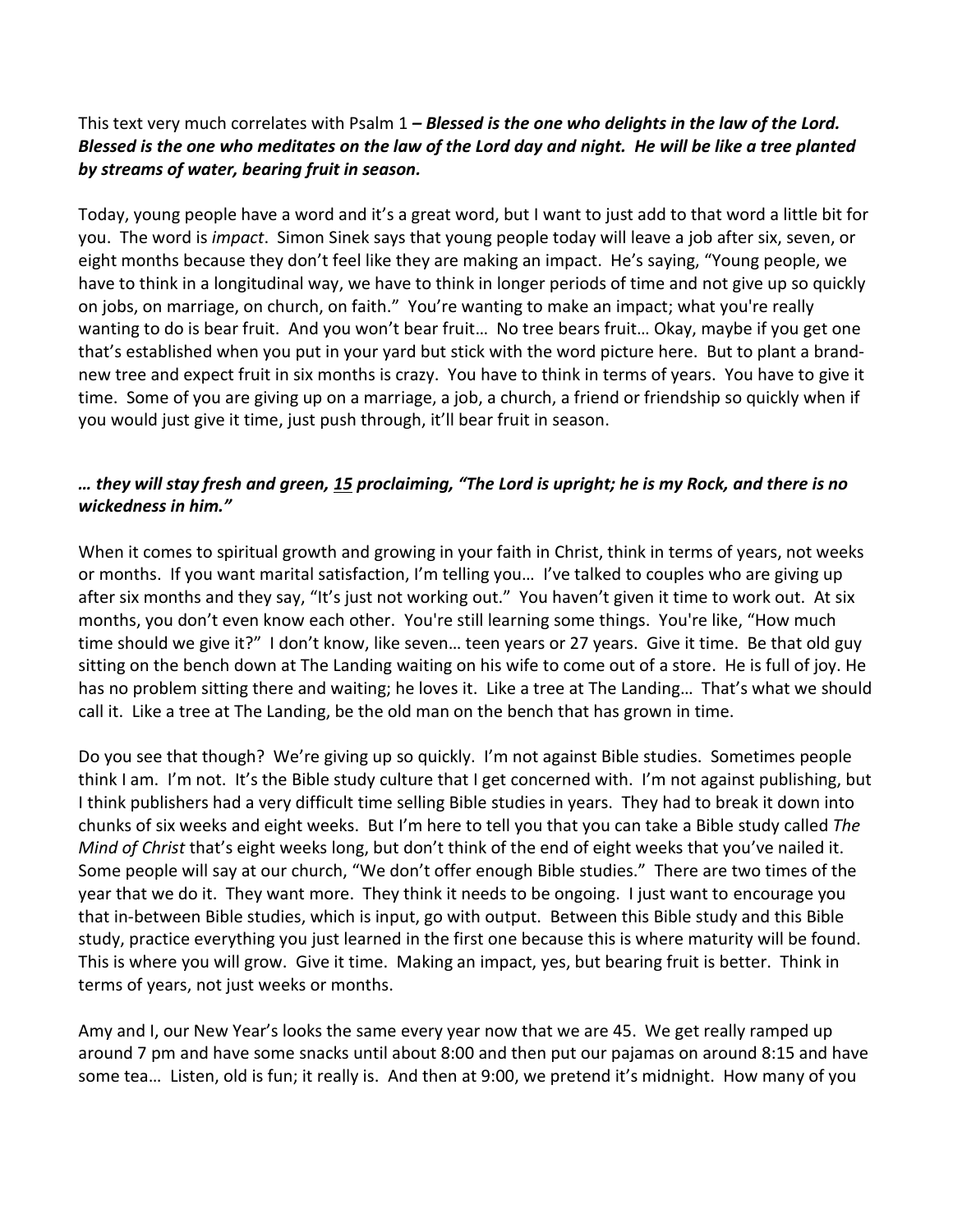This text very much correlates with Psalm 1 ***– Blessed is the one who delights in the law of the Lord. Blessed is the one who meditates on the law of the Lord day and night. He will be like a tree planted by streams of water, bearing fruit in season.***

Today, young people have a word and it's a great word, but I want to just add to that word a little bit for you. The word is *impact*. Simon Sinek says that young people today will leave a job after six, seven, or eight months because they don't feel like they are making an impact. He's saying, "Young people, we have to think in a longitudinal way, we have to think in longer periods of time and not give up so quickly on jobs, on marriage, on church, on faith." You're wanting to make an impact; what you're really wanting to do is bear fruit. And you won't bear fruit… No tree bears fruit… Okay, maybe if you get one that's established when you put in your yard but stick with the word picture here. But to plant a brand-new tree and expect fruit in six months is crazy. You have to think in terms of years. You have to give it time. Some of you are giving up on a marriage, a job, a church, a friend or friendship so quickly when if you would just give it time, just push through, it'll bear fruit in season.

***… they will stay fresh and green, <u>15</u> proclaiming, "The Lord is upright; he is my Rock, and there is no wickedness in him."***

When it comes to spiritual growth and growing in your faith in Christ, think in terms of years, not weeks or months. If you want marital satisfaction, I'm telling you… I've talked to couples who are giving up after six months and they say, "It's just not working out." You haven't given it time to work out. At six months, you don't even know each other. You're still learning some things. You're like, "How much time should we give it?" I don't know, like seven… teen years or 27 years. Give it time. Be that old guy sitting on the bench down at The Landing waiting on his wife to come out of a store. He is full of joy. He has no problem sitting there and waiting; he loves it. Like a tree at The Landing… That's what we should call it. Like a tree at The Landing, be the old man on the bench that has grown in time.

Do you see that though? We're giving up so quickly. I'm not against Bible studies. Sometimes people think I am. I'm not. It's the Bible study culture that I get concerned with. I'm not against publishing, but I think publishers had a very difficult time selling Bible studies in years. They had to break it down into chunks of six weeks and eight weeks. But I'm here to tell you that you can take a Bible study called *The Mind of Christ* that's eight weeks long, but don't think of the end of eight weeks that you've nailed it. Some people will say at our church, "We don't offer enough Bible studies." There are two times of the year that we do it. They want more. They think it needs to be ongoing. I just want to encourage you that in-between Bible studies, which is input, go with output. Between this Bible study and this Bible study, practice everything you just learned in the first one because this is where maturity will be found. This is where you will grow. Give it time. Making an impact, yes, but bearing fruit is better. Think in terms of years, not just weeks or months.

Amy and I, our New Year's looks the same every year now that we are 45. We get really ramped up around 7 pm and have some snacks until about 8:00 and then put our pajamas on around 8:15 and have some tea… Listen, old is fun; it really is. And then at 9:00, we pretend it's midnight. How many of you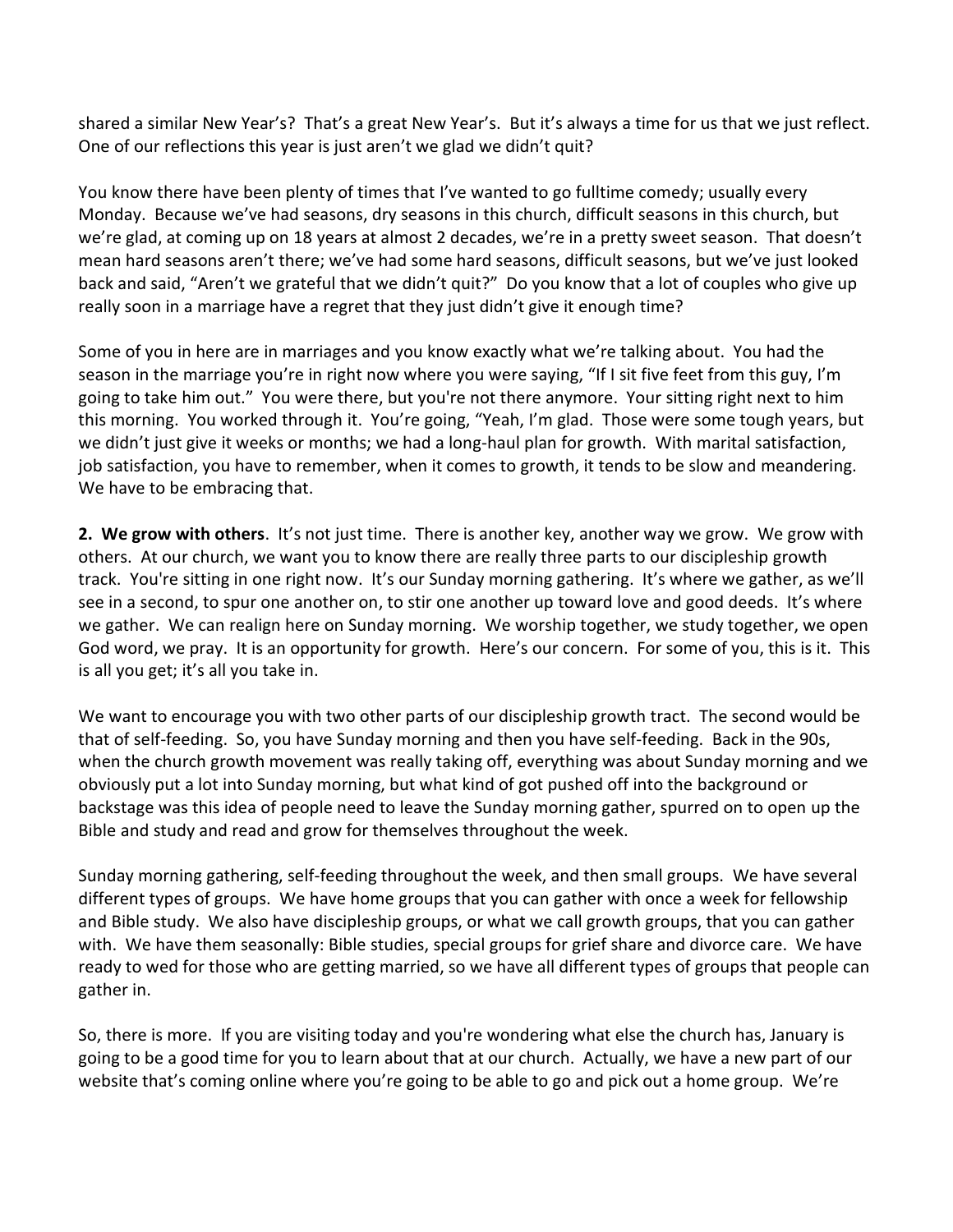shared a similar New Year's? That's a great New Year's. But it's always a time for us that we just reflect. One of our reflections this year is just aren't we glad we didn't quit?

You know there have been plenty of times that I've wanted to go fulltime comedy; usually every Monday. Because we've had seasons, dry seasons in this church, difficult seasons in this church, but we're glad, at coming up on 18 years at almost 2 decades, we're in a pretty sweet season. That doesn't mean hard seasons aren't there; we've had some hard seasons, difficult seasons, but we've just looked back and said, "Aren't we grateful that we didn't quit?" Do you know that a lot of couples who give up really soon in a marriage have a regret that they just didn't give it enough time?

Some of you in here are in marriages and you know exactly what we're talking about. You had the season in the marriage you're in right now where you were saying, "If I sit five feet from this guy, I'm going to take him out." You were there, but you're not there anymore. Your sitting right next to him this morning. You worked through it. You're going, "Yeah, I'm glad. Those were some tough years, but we didn't just give it weeks or months; we had a long-haul plan for growth. With marital satisfaction, job satisfaction, you have to remember, when it comes to growth, it tends to be slow and meandering. We have to be embracing that.

**2. We grow with others**. It's not just time. There is another key, another way we grow. We grow with others. At our church, we want you to know there are really three parts to our discipleship growth track. You're sitting in one right now. It's our Sunday morning gathering. It's where we gather, as we'll see in a second, to spur one another on, to stir one another up toward love and good deeds. It's where we gather. We can realign here on Sunday morning. We worship together, we study together, we open God word, we pray. It is an opportunity for growth. Here's our concern. For some of you, this is it. This is all you get; it's all you take in.

We want to encourage you with two other parts of our discipleship growth tract. The second would be that of self-feeding. So, you have Sunday morning and then you have self-feeding. Back in the 90s, when the church growth movement was really taking off, everything was about Sunday morning and we obviously put a lot into Sunday morning, but what kind of got pushed off into the background or backstage was this idea of people need to leave the Sunday morning gather, spurred on to open up the Bible and study and read and grow for themselves throughout the week.

Sunday morning gathering, self-feeding throughout the week, and then small groups. We have several different types of groups. We have home groups that you can gather with once a week for fellowship and Bible study. We also have discipleship groups, or what we call growth groups, that you can gather with. We have them seasonally: Bible studies, special groups for grief share and divorce care. We have ready to wed for those who are getting married, so we have all different types of groups that people can gather in.

So, there is more. If you are visiting today and you're wondering what else the church has, January is going to be a good time for you to learn about that at our church. Actually, we have a new part of our website that's coming online where you're going to be able to go and pick out a home group. We're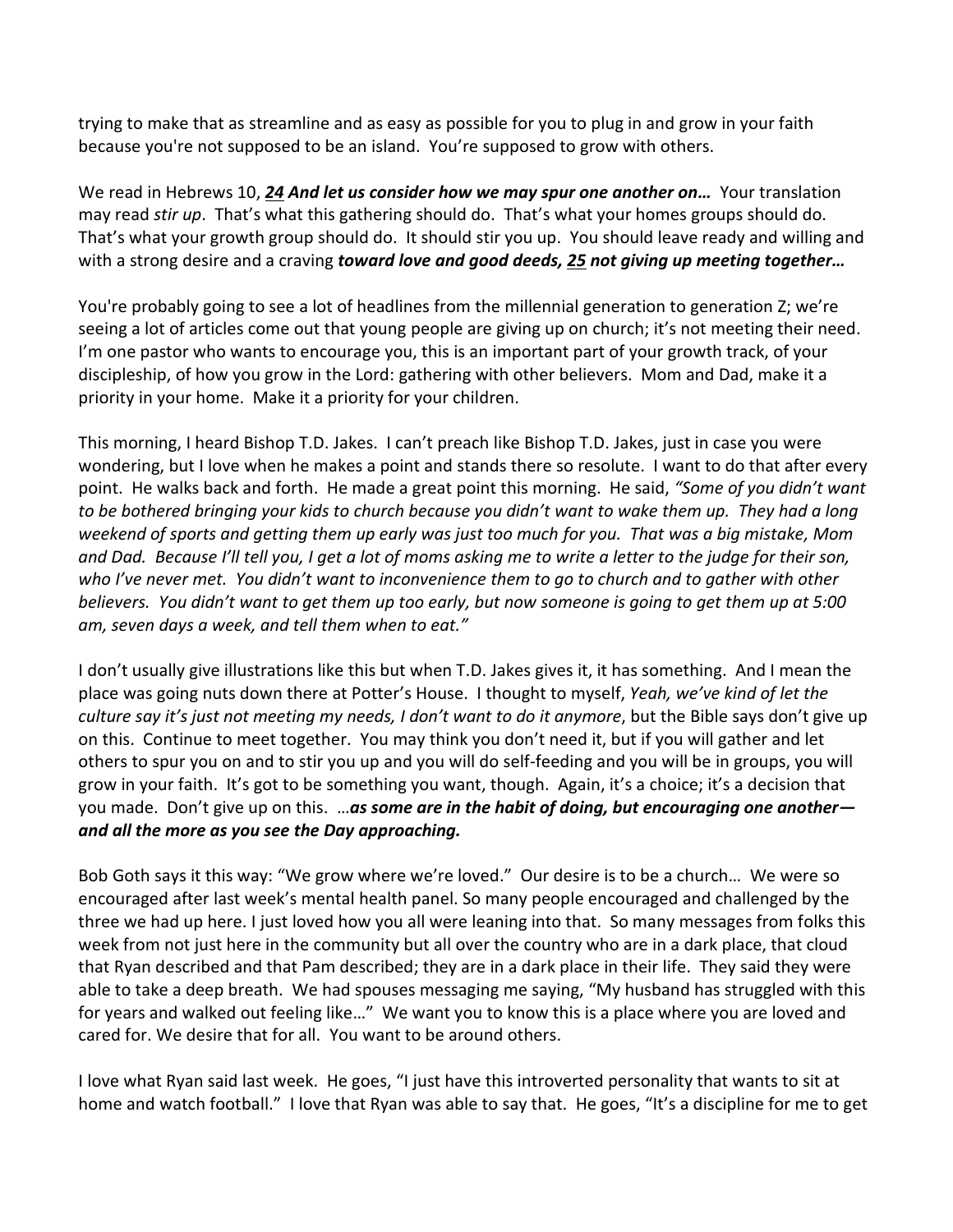trying to make that as streamline and as easy as possible for you to plug in and grow in your faith because you're not supposed to be an island. You're supposed to grow with others.

We read in Hebrews 10, ***24* And let us consider how we may spur one another on…** Your translation may read *stir up*. That's what this gathering should do. That's what your homes groups should do. That's what your growth group should do. It should stir you up. You should leave ready and willing and with a strong desire and a craving ***toward love and good deeds, 25 not giving up meeting together…***

You're probably going to see a lot of headlines from the millennial generation to generation Z; we're seeing a lot of articles come out that young people are giving up on church; it's not meeting their need. I'm one pastor who wants to encourage you, this is an important part of your growth track, of your discipleship, of how you grow in the Lord: gathering with other believers. Mom and Dad, make it a priority in your home. Make it a priority for your children.

This morning, I heard Bishop T.D. Jakes. I can't preach like Bishop T.D. Jakes, just in case you were wondering, but I love when he makes a point and stands there so resolute. I want to do that after every point. He walks back and forth. He made a great point this morning. He said, *"Some of you didn't want to be bothered bringing your kids to church because you didn't want to wake them up. They had a long weekend of sports and getting them up early was just too much for you. That was a big mistake, Mom and Dad. Because I'll tell you, I get a lot of moms asking me to write a letter to the judge for their son, who I've never met. You didn't want to inconvenience them to go to church and to gather with other believers. You didn't want to get them up too early, but now someone is going to get them up at 5:00 am, seven days a week, and tell them when to eat."*

I don't usually give illustrations like this but when T.D. Jakes gives it, it has something. And I mean the place was going nuts down there at Potter's House. I thought to myself, *Yeah, we've kind of let the culture say it's just not meeting my needs, I don't want to do it anymore*, but the Bible says don't give up on this. Continue to meet together. You may think you don't need it, but if you will gather and let others to spur you on and to stir you up and you will do self-feeding and you will be in groups, you will grow in your faith. It's got to be something you want, though. Again, it's a choice; it's a decision that you made. Don't give up on this. …***as some are in the habit of doing, but encouraging one another—and all the more as you see the Day approaching.***

Bob Goth says it this way: "We grow where we're loved." Our desire is to be a church… We were so encouraged after last week's mental health panel. So many people encouraged and challenged by the three we had up here. I just loved how you all were leaning into that. So many messages from folks this week from not just here in the community but all over the country who are in a dark place, that cloud that Ryan described and that Pam described; they are in a dark place in their life. They said they were able to take a deep breath. We had spouses messaging me saying, "My husband has struggled with this for years and walked out feeling like…" We want you to know this is a place where you are loved and cared for. We desire that for all. You want to be around others.

I love what Ryan said last week. He goes, "I just have this introverted personality that wants to sit at home and watch football." I love that Ryan was able to say that. He goes, "It's a discipline for me to get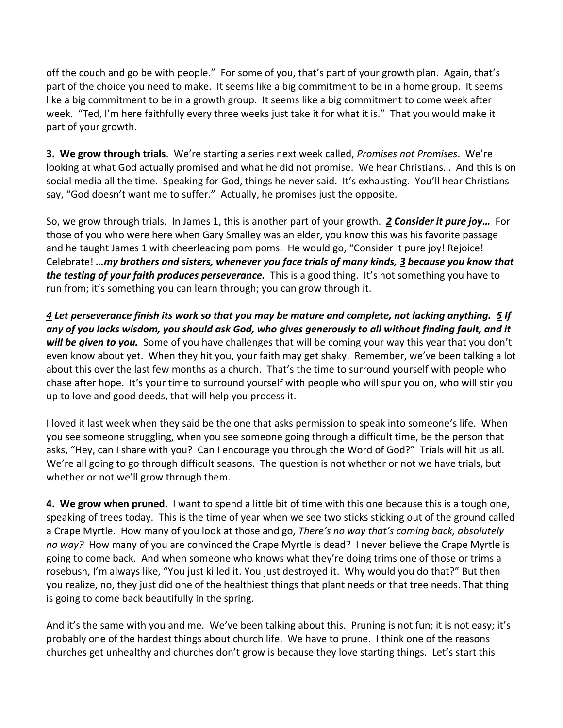off the couch and go be with people." For some of you, that's part of your growth plan. Again, that's part of the choice you need to make. It seems like a big commitment to be in a home group. It seems like a big commitment to be in a growth group. It seems like a big commitment to come week after week. "Ted, I'm here faithfully every three weeks just take it for what it is." That you would make it part of your growth.

**3. We grow through trials**. We're starting a series next week called, *Promises not Promises*. We're looking at what God actually promised and what he did not promise. We hear Christians… And this is on social media all the time. Speaking for God, things he never said. It's exhausting. You'll hear Christians say, "God doesn't want me to suffer." Actually, he promises just the opposite.

So, we grow through trials. In James 1, this is another part of your growth. ***2 Consider it pure joy…*** For those of you who were here when Gary Smalley was an elder, you know this was his favorite passage and he taught James 1 with cheerleading pom poms. He would go, "Consider it pure joy! Rejoice! Celebrate! ***…my brothers and sisters, whenever you face trials of many kinds, 3 because you know that the testing of your faith produces perseverance.*** This is a good thing. It's not something you have to run from; it's something you can learn through; you can grow through it.

***4 Let perseverance finish its work so that you may be mature and complete, not lacking anything. 5 If any of you lacks wisdom, you should ask God, who gives generously to all without finding fault, and it will be given to you.*** Some of you have challenges that will be coming your way this year that you don't even know about yet. When they hit you, your faith may get shaky. Remember, we've been talking a lot about this over the last few months as a church. That's the time to surround yourself with people who chase after hope. It's your time to surround yourself with people who will spur you on, who will stir you up to love and good deeds, that will help you process it.

I loved it last week when they said be the one that asks permission to speak into someone's life. When you see someone struggling, when you see someone going through a difficult time, be the person that asks, "Hey, can I share with you? Can I encourage you through the Word of God?" Trials will hit us all. We're all going to go through difficult seasons. The question is not whether or not we have trials, but whether or not we'll grow through them.

**4. We grow when pruned**. I want to spend a little bit of time with this one because this is a tough one, speaking of trees today. This is the time of year when we see two sticks sticking out of the ground called a Crape Myrtle. How many of you look at those and go, *There's no way that's coming back, absolutely no way?* How many of you are convinced the Crape Myrtle is dead? I never believe the Crape Myrtle is going to come back. And when someone who knows what they're doing trims one of those or trims a rosebush, I'm always like, "You just killed it. You just destroyed it. Why would you do that?" But then you realize, no, they just did one of the healthiest things that plant needs or that tree needs. That thing is going to come back beautifully in the spring.

And it's the same with you and me. We've been talking about this. Pruning is not fun; it is not easy; it's probably one of the hardest things about church life. We have to prune. I think one of the reasons churches get unhealthy and churches don't grow is because they love starting things. Let's start this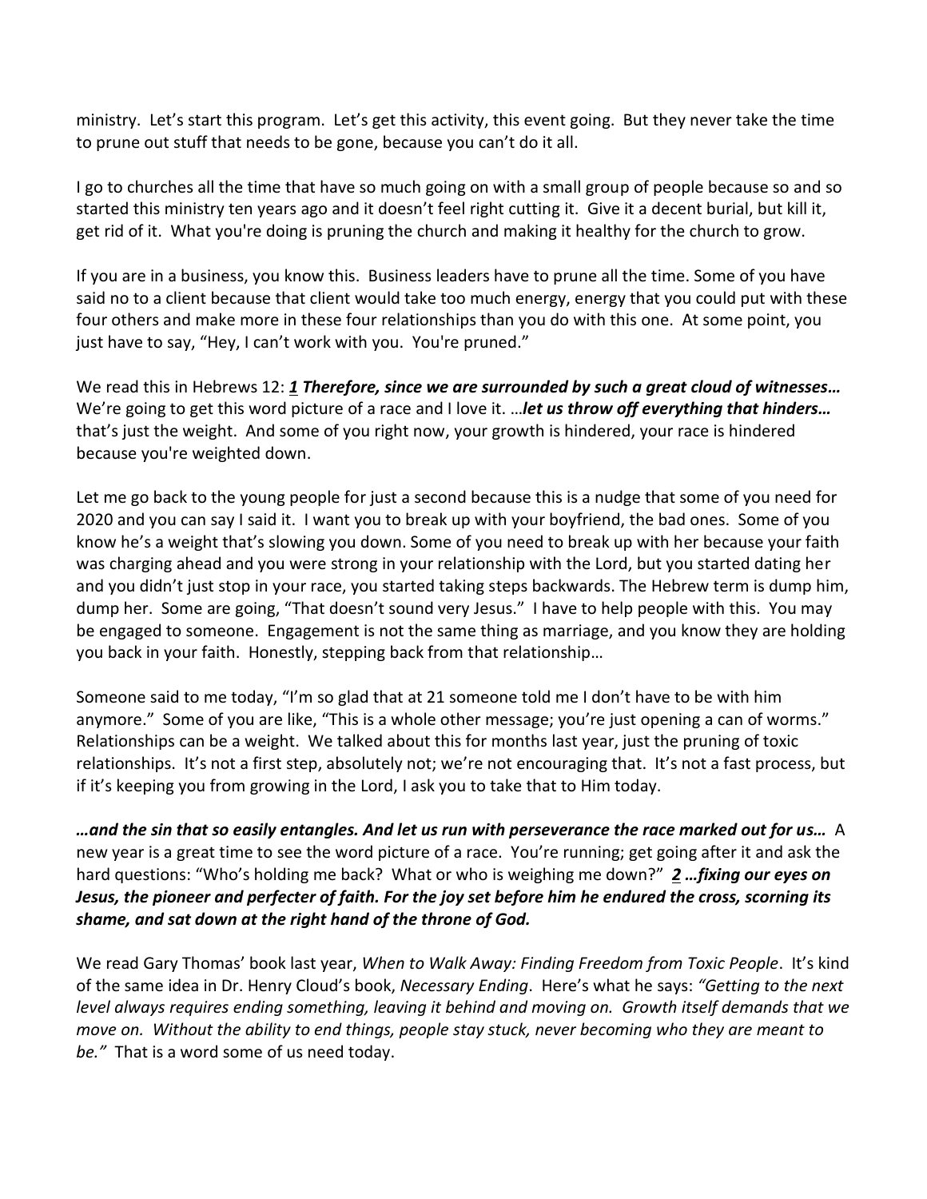ministry. Let's start this program. Let's get this activity, this event going. But they never take the time to prune out stuff that needs to be gone, because you can't do it all.

I go to churches all the time that have so much going on with a small group of people because so and so started this ministry ten years ago and it doesn't feel right cutting it. Give it a decent burial, but kill it, get rid of it. What you're doing is pruning the church and making it healthy for the church to grow.

If you are in a business, you know this. Business leaders have to prune all the time. Some of you have said no to a client because that client would take too much energy, energy that you could put with these four others and make more in these four relationships than you do with this one. At some point, you just have to say, "Hey, I can't work with you. You're pruned."

We read this in Hebrews 12: ***1*** ***Therefore, since we are surrounded by such a great cloud of witnesses…*** We're going to get this word picture of a race and I love it. …***let us throw off everything that hinders…*** that's just the weight. And some of you right now, your growth is hindered, your race is hindered because you're weighted down.

Let me go back to the young people for just a second because this is a nudge that some of you need for 2020 and you can say I said it. I want you to break up with your boyfriend, the bad ones. Some of you know he's a weight that's slowing you down. Some of you need to break up with her because your faith was charging ahead and you were strong in your relationship with the Lord, but you started dating her and you didn't just stop in your race, you started taking steps backwards. The Hebrew term is dump him, dump her. Some are going, "That doesn't sound very Jesus." I have to help people with this. You may be engaged to someone. Engagement is not the same thing as marriage, and you know they are holding you back in your faith. Honestly, stepping back from that relationship…

Someone said to me today, "I'm so glad that at 21 someone told me I don't have to be with him anymore." Some of you are like, "This is a whole other message; you're just opening a can of worms." Relationships can be a weight. We talked about this for months last year, just the pruning of toxic relationships. It's not a first step, absolutely not; we're not encouraging that. It's not a fast process, but if it's keeping you from growing in the Lord, I ask you to take that to Him today.

***…and the sin that so easily entangles. And let us run with perseverance the race marked out for us…*** A new year is a great time to see the word picture of a race. You're running; get going after it and ask the hard questions: "Who's holding me back? What or who is weighing me down?" ***2*** ***…fixing our eyes on Jesus, the pioneer and perfecter of faith. For the joy set before him he endured the cross, scorning its shame, and sat down at the right hand of the throne of God.***

We read Gary Thomas' book last year, *When to Walk Away: Finding Freedom from Toxic People*. It's kind of the same idea in Dr. Henry Cloud's book, *Necessary Ending*. Here's what he says: *"Getting to the next level always requires ending something, leaving it behind and moving on. Growth itself demands that we move on. Without the ability to end things, people stay stuck, never becoming who they are meant to be."* That is a word some of us need today.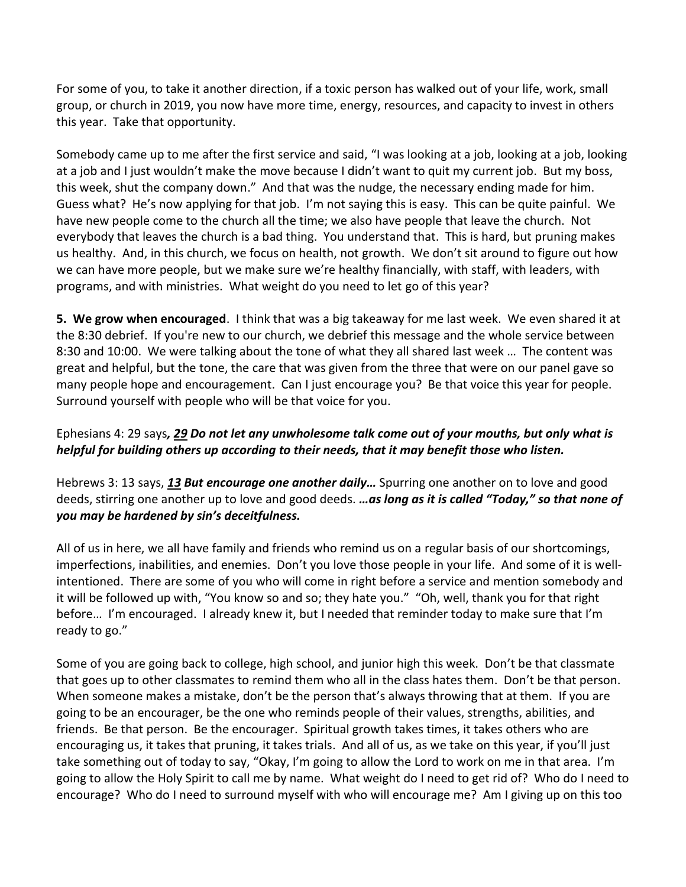For some of you, to take it another direction, if a toxic person has walked out of your life, work, small group, or church in 2019, you now have more time, energy, resources, and capacity to invest in others this year. Take that opportunity.

Somebody came up to me after the first service and said, "I was looking at a job, looking at a job, looking at a job and I just wouldn't make the move because I didn't want to quit my current job. But my boss, this week, shut the company down." And that was the nudge, the necessary ending made for him. Guess what? He's now applying for that job. I'm not saying this is easy. This can be quite painful. We have new people come to the church all the time; we also have people that leave the church. Not everybody that leaves the church is a bad thing. You understand that. This is hard, but pruning makes us healthy. And, in this church, we focus on health, not growth. We don't sit around to figure out how we can have more people, but we make sure we're healthy financially, with staff, with leaders, with programs, and with ministries. What weight do you need to let go of this year?

**5. We grow when encouraged**. I think that was a big takeaway for me last week. We even shared it at the 8:30 debrief. If you're new to our church, we debrief this message and the whole service between 8:30 and 10:00. We were talking about the tone of what they all shared last week … The content was great and helpful, but the tone, the care that was given from the three that were on our panel gave so many people hope and encouragement. Can I just encourage you? Be that voice this year for people. Surround yourself with people who will be that voice for you.

Ephesians 4: 29 says*, **29 Do not let any unwholesome talk come out of your mouths, but only what is helpful for building others up according to their needs, that it may benefit those who listen.***

Hebrews 3: 13 says, ***13 But encourage one another daily…*** Spurring one another on to love and good deeds, stirring one another up to love and good deeds. ***…as long as it is called "Today," so that none of you may be hardened by sin's deceitfulness.***

All of us in here, we all have family and friends who remind us on a regular basis of our shortcomings, imperfections, inabilities, and enemies. Don't you love those people in your life. And some of it is well-intentioned. There are some of you who will come in right before a service and mention somebody and it will be followed up with, "You know so and so; they hate you." "Oh, well, thank you for that right before… I'm encouraged. I already knew it, but I needed that reminder today to make sure that I'm ready to go."

Some of you are going back to college, high school, and junior high this week. Don't be that classmate that goes up to other classmates to remind them who all in the class hates them. Don't be that person. When someone makes a mistake, don't be the person that's always throwing that at them. If you are going to be an encourager, be the one who reminds people of their values, strengths, abilities, and friends. Be that person. Be the encourager. Spiritual growth takes times, it takes others who are encouraging us, it takes that pruning, it takes trials. And all of us, as we take on this year, if you'll just take something out of today to say, "Okay, I'm going to allow the Lord to work on me in that area. I'm going to allow the Holy Spirit to call me by name. What weight do I need to get rid of? Who do I need to encourage? Who do I need to surround myself with who will encourage me? Am I giving up on this too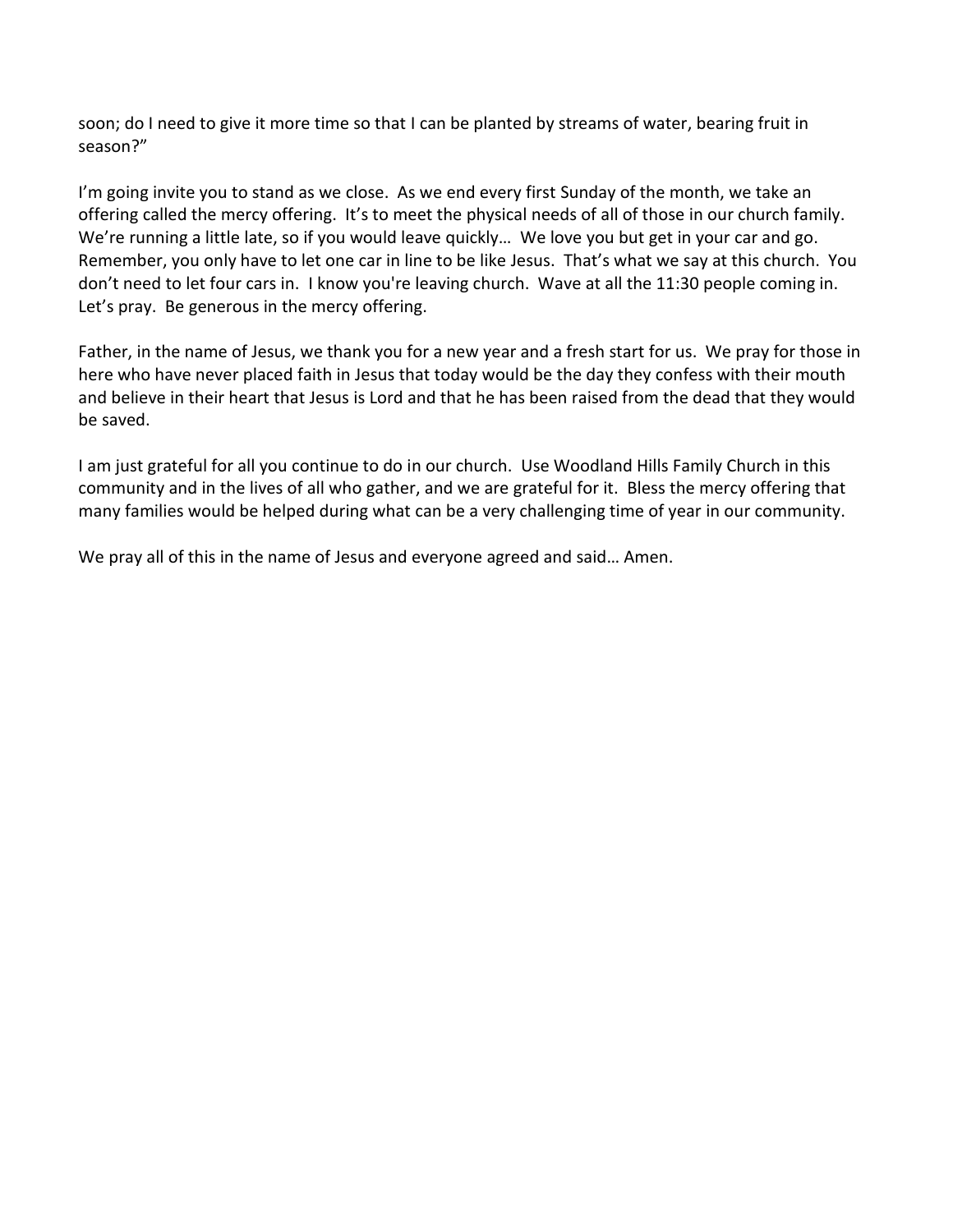soon; do I need to give it more time so that I can be planted by streams of water, bearing fruit in season?"

I'm going invite you to stand as we close. As we end every first Sunday of the month, we take an offering called the mercy offering. It's to meet the physical needs of all of those in our church family. We're running a little late, so if you would leave quickly… We love you but get in your car and go. Remember, you only have to let one car in line to be like Jesus. That's what we say at this church. You don't need to let four cars in. I know you're leaving church. Wave at all the 11:30 people coming in. Let's pray. Be generous in the mercy offering.

Father, in the name of Jesus, we thank you for a new year and a fresh start for us. We pray for those in here who have never placed faith in Jesus that today would be the day they confess with their mouth and believe in their heart that Jesus is Lord and that he has been raised from the dead that they would be saved.

I am just grateful for all you continue to do in our church. Use Woodland Hills Family Church in this community and in the lives of all who gather, and we are grateful for it. Bless the mercy offering that many families would be helped during what can be a very challenging time of year in our community.

We pray all of this in the name of Jesus and everyone agreed and said… Amen.